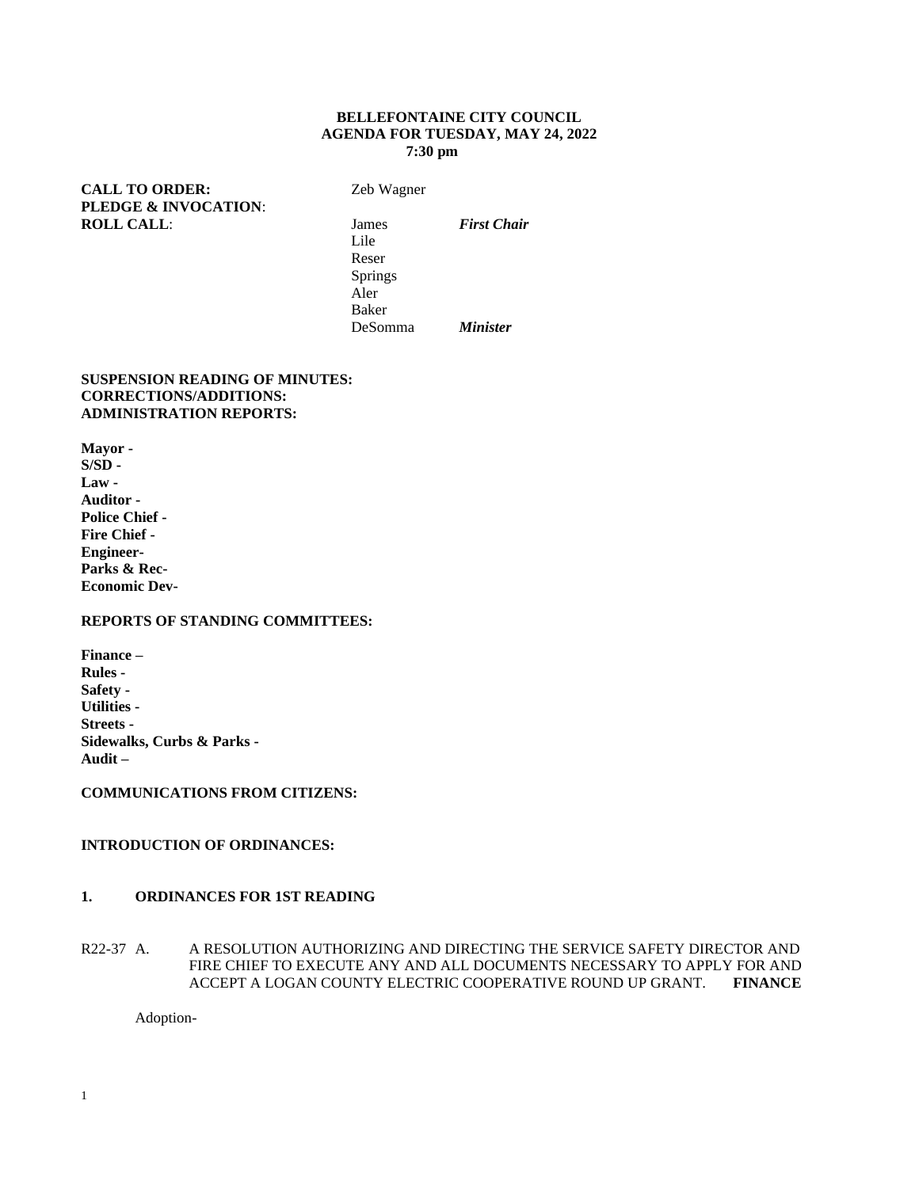**BELLEFONTAINE CITY COUNCIL**
**AGENDA FOR TUESDAY, MAY 24, 2022**
**7:30 pm**

**CALL TO ORDER:** Zeb Wagner
**PLEDGE & INVOCATION**:
**ROLL CALL**:

James *First Chair*
Lile
Reser
Springs
Aler
Baker
DeSomma *Minister*

**SUSPENSION READING OF MINUTES:**
**CORRECTIONS/ADDITIONS:**
**ADMINISTRATION REPORTS:**

**Mayor -**
**S/SD -**
**Law -**
**Auditor -**
**Police Chief -**
**Fire Chief -**
**Engineer-**
**Parks & Rec-**
**Economic Dev-**

**REPORTS OF STANDING COMMITTEES:**

**Finance –**
**Rules -**
**Safety -**
**Utilities -**
**Streets -**
**Sidewalks, Curbs & Parks -**
**Audit –**

**COMMUNICATIONS FROM CITIZENS:**

**INTRODUCTION OF ORDINANCES:**

**1. ORDINANCES FOR 1ST READING**

R22-37 A. A RESOLUTION AUTHORIZING AND DIRECTING THE SERVICE SAFETY DIRECTOR AND FIRE CHIEF TO EXECUTE ANY AND ALL DOCUMENTS NECESSARY TO APPLY FOR AND ACCEPT A LOGAN COUNTY ELECTRIC COOPERATIVE ROUND UP GRANT. **FINANCE**

Adoption-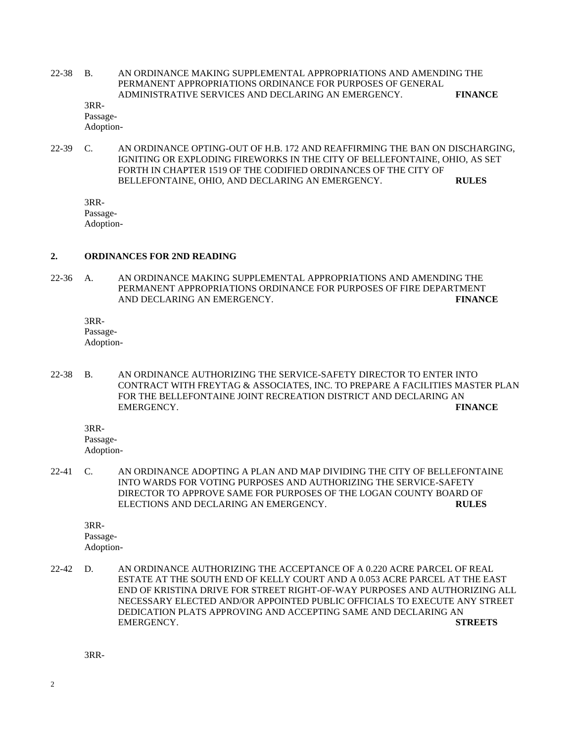22-38 B. AN ORDINANCE MAKING SUPPLEMENTAL APPROPRIATIONS AND AMENDING THE PERMANENT APPROPRIATIONS ORDINANCE FOR PURPOSES OF GENERAL ADMINISTRATIVE SERVICES AND DECLARING AN EMERGENCY. **FINANCE**

3RR-
Passage-
Adoption-

22-39 C. AN ORDINANCE OPTING-OUT OF H.B. 172 AND REAFFIRMING THE BAN ON DISCHARGING, IGNITING OR EXPLODING FIREWORKS IN THE CITY OF BELLEFONTAINE, OHIO, AS SET FORTH IN CHAPTER 1519 OF THE CODIFIED ORDINANCES OF THE CITY OF BELLEFONTAINE, OHIO, AND DECLARING AN EMERGENCY. **RULES**

3RR-
Passage-
Adoption-

## 2. ORDINANCES FOR 2ND READING

22-36 A. AN ORDINANCE MAKING SUPPLEMENTAL APPROPRIATIONS AND AMENDING THE PERMANENT APPROPRIATIONS ORDINANCE FOR PURPOSES OF FIRE DEPARTMENT AND DECLARING AN EMERGENCY. **FINANCE**

3RR-
Passage-
Adoption-

22-38 B. AN ORDINANCE AUTHORIZING THE SERVICE-SAFETY DIRECTOR TO ENTER INTO CONTRACT WITH FREYTAG & ASSOCIATES, INC. TO PREPARE A FACILITIES MASTER PLAN FOR THE BELLEFONTAINE JOINT RECREATION DISTRICT AND DECLARING AN EMERGENCY. **FINANCE**

3RR-
Passage-
Adoption-

22-41 C. AN ORDINANCE ADOPTING A PLAN AND MAP DIVIDING THE CITY OF BELLEFONTAINE INTO WARDS FOR VOTING PURPOSES AND AUTHORIZING THE SERVICE-SAFETY DIRECTOR TO APPROVE SAME FOR PURPOSES OF THE LOGAN COUNTY BOARD OF ELECTIONS AND DECLARING AN EMERGENCY. **RULES**

3RR-
Passage-
Adoption-

22-42 D. AN ORDINANCE AUTHORIZING THE ACCEPTANCE OF A 0.220 ACRE PARCEL OF REAL ESTATE AT THE SOUTH END OF KELLY COURT AND A 0.053 ACRE PARCEL AT THE EAST END OF KRISTINA DRIVE FOR STREET RIGHT-OF-WAY PURPOSES AND AUTHORIZING ALL NECESSARY ELECTED AND/OR APPOINTED PUBLIC OFFICIALS TO EXECUTE ANY STREET DEDICATION PLATS APPROVING AND ACCEPTING SAME AND DECLARING AN EMERGENCY. **STREETS**

3RR-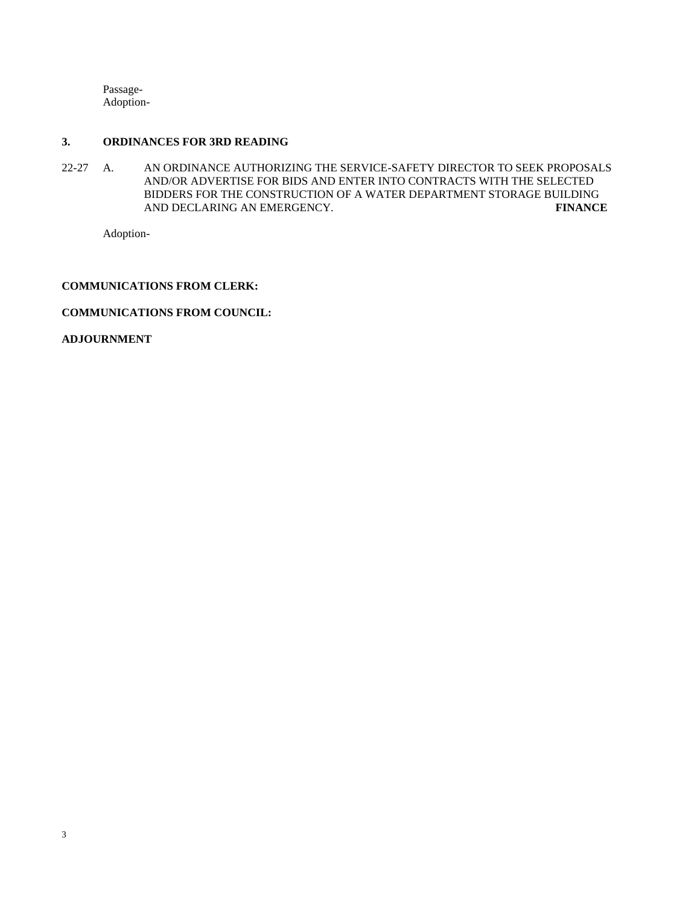Passage-
Adoption-

**3. ORDINANCES FOR 3RD READING**

22-27 A. AN ORDINANCE AUTHORIZING THE SERVICE-SAFETY DIRECTOR TO SEEK PROPOSALS AND/OR ADVERTISE FOR BIDS AND ENTER INTO CONTRACTS WITH THE SELECTED BIDDERS FOR THE CONSTRUCTION OF A WATER DEPARTMENT STORAGE BUILDING AND DECLARING AN EMERGENCY. **FINANCE**

Adoption-

**COMMUNICATIONS FROM CLERK:**

**COMMUNICATIONS FROM COUNCIL:**

**ADJOURNMENT**